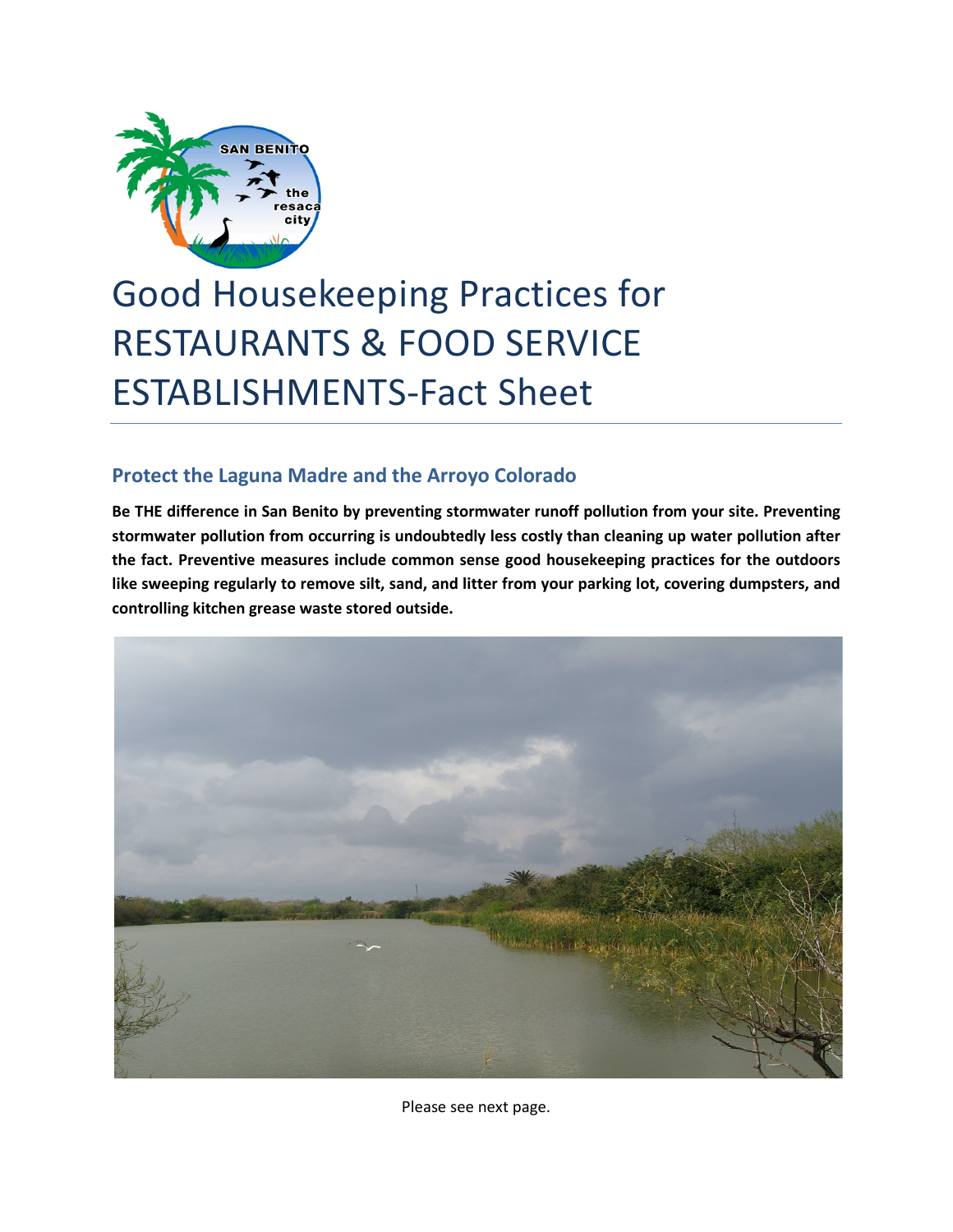# Good Housekeeping Practices for RESTAURANTS & FOOD SERVICE ESTABLISHMENTS-Fact Sheet

## Protect the Laguna Madre and the Arroyo Colorado

**Be THE difference in San Benito by preventing stormwater runoff pollution from your site. Preventing stormwater pollution from occurring is undoubtedly less costly than cleaning up water pollution after the fact. Preventive measures include common sense good housekeeping practices for the outdoors like sweeping regularly to remove silt, sand, and litter from your parking lot, covering dumpsters, and controlling kitchen grease waste stored outside.**

Please see next page.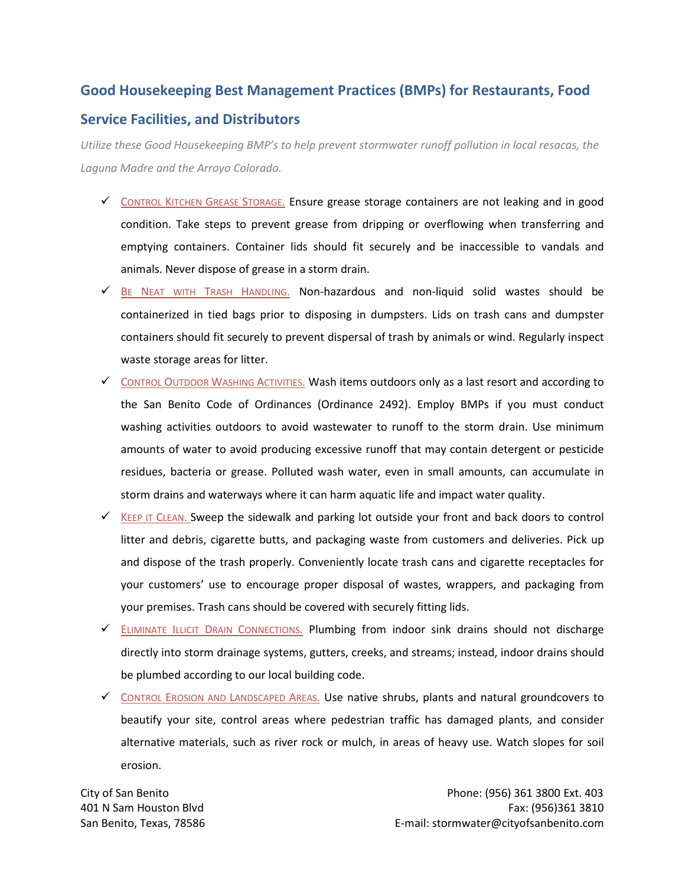## Good Housekeeping Best Management Practices (BMPs) for Restaurants, Food Service Facilities, and Distributors

*Utilize these Good Housekeeping BMP's to help prevent stormwater runoff pollution in local resacas, the Laguna Madre and the Arroyo Colorado.*

- ✓ CONTROL KITCHEN GREASE STORAGE. Ensure grease storage containers are not leaking and in good condition. Take steps to prevent grease from dripping or overflowing when transferring and emptying containers. Container lids should fit securely and be inaccessible to vandals and animals. Never dispose of grease in a storm drain.
- ✓ BE NEAT WITH TRASH HANDLING. Non-hazardous and non-liquid solid wastes should be containerized in tied bags prior to disposing in dumpsters. Lids on trash cans and dumpster containers should fit securely to prevent dispersal of trash by animals or wind. Regularly inspect waste storage areas for litter.
- ✓ CONTROL OUTDOOR WASHING ACTIVITIES. Wash items outdoors only as a last resort and according to the San Benito Code of Ordinances (Ordinance 2492). Employ BMPs if you must conduct washing activities outdoors to avoid wastewater to runoff to the storm drain. Use minimum amounts of water to avoid producing excessive runoff that may contain detergent or pesticide residues, bacteria or grease. Polluted wash water, even in small amounts, can accumulate in storm drains and waterways where it can harm aquatic life and impact water quality.
- ✓ KEEP IT CLEAN. Sweep the sidewalk and parking lot outside your front and back doors to control litter and debris, cigarette butts, and packaging waste from customers and deliveries. Pick up and dispose of the trash properly. Conveniently locate trash cans and cigarette receptacles for your customers' use to encourage proper disposal of wastes, wrappers, and packaging from your premises. Trash cans should be covered with securely fitting lids.
- ✓ ELIMINATE ILLICIT DRAIN CONNECTIONS. Plumbing from indoor sink drains should not discharge directly into storm drainage systems, gutters, creeks, and streams; instead, indoor drains should be plumbed according to our local building code.
- ✓ CONTROL EROSION AND LANDSCAPED AREAS. Use native shrubs, plants and natural groundcovers to beautify your site, control areas where pedestrian traffic has damaged plants, and consider alternative materials, such as river rock or mulch, in areas of heavy use. Watch slopes for soil erosion.

City of San Benito
401 N Sam Houston Blvd
San Benito, Texas, 78586

Phone: (956) 361 3800 Ext. 403
Fax: (956)361 3810
E-mail: stormwater@cityofsanbenito.com